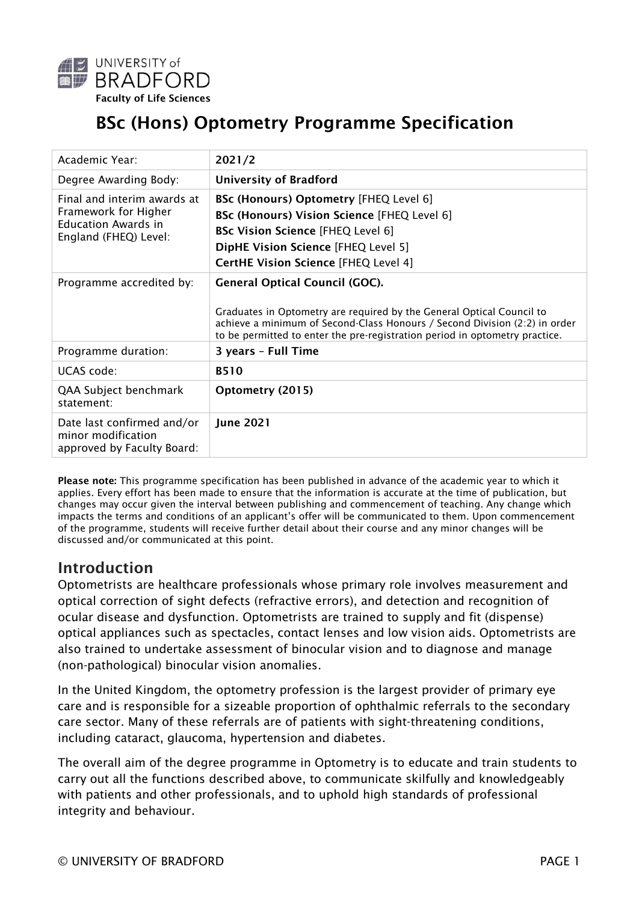UNIVERSITY of BRADFORD

Faculty of Life Sciences

# BSc (Hons) Optometry Programme Specification

| Academic Year: | **2021/2** |
| --- | --- |
| Degree Awarding Body: | **University of Bradford** |
| Final and interim awards at Framework for Higher Education Awards in England (FHEQ) Level: | **BSc (Honours) Optometry** [FHEQ Level 6]<br>**BSc (Honours) Vision Science** [FHEQ Level 6]<br>**BSc Vision Science** [FHEQ Level 6]<br>**DipHE Vision Science** [FHEQ Level 5]<br>**CertHE Vision Science** [FHEQ Level 4] |
| Programme accredited by: | **General Optical Council (GOC).**<br><br>Graduates in Optometry are required by the General Optical Council to achieve a minimum of Second-Class Honours / Second Division (2:2) in order to be permitted to enter the pre-registration period in optometry practice. |
| Programme duration: | **3 years – Full Time** |
| UCAS code: | **B510** |
| QAA Subject benchmark statement: | **Optometry (2015)** |
| Date last confirmed and/or minor modification approved by Faculty Board: | **June 2021** |

**Please note:** This programme specification has been published in advance of the academic year to which it applies. Every effort has been made to ensure that the information is accurate at the time of publication, but changes may occur given the interval between publishing and commencement of teaching. Any change which impacts the terms and conditions of an applicant's offer will be communicated to them. Upon commencement of the programme, students will receive further detail about their course and any minor changes will be discussed and/or communicated at this point.

## Introduction

Optometrists are healthcare professionals whose primary role involves measurement and optical correction of sight defects (refractive errors), and detection and recognition of ocular disease and dysfunction. Optometrists are trained to supply and fit (dispense) optical appliances such as spectacles, contact lenses and low vision aids. Optometrists are also trained to undertake assessment of binocular vision and to diagnose and manage (non-pathological) binocular vision anomalies.

In the United Kingdom, the optometry profession is the largest provider of primary eye care and is responsible for a sizeable proportion of ophthalmic referrals to the secondary care sector. Many of these referrals are of patients with sight-threatening conditions, including cataract, glaucoma, hypertension and diabetes.

The overall aim of the degree programme in Optometry is to educate and train students to carry out all the functions described above, to communicate skilfully and knowledgeably with patients and other professionals, and to uphold high standards of professional integrity and behaviour.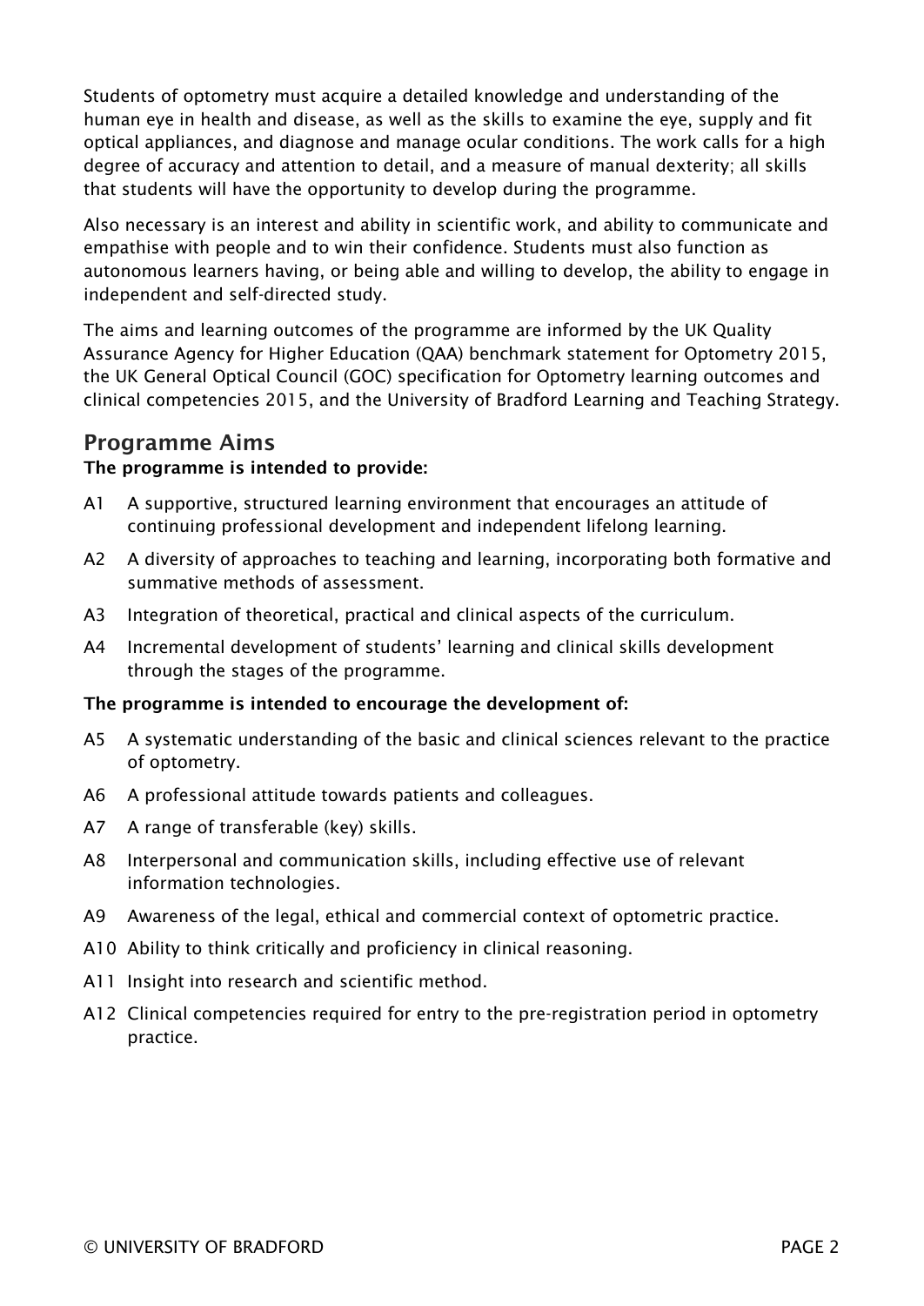Students of optometry must acquire a detailed knowledge and understanding of the human eye in health and disease, as well as the skills to examine the eye, supply and fit optical appliances, and diagnose and manage ocular conditions. The work calls for a high degree of accuracy and attention to detail, and a measure of manual dexterity; all skills that students will have the opportunity to develop during the programme.

Also necessary is an interest and ability in scientific work, and ability to communicate and empathise with people and to win their confidence. Students must also function as autonomous learners having, or being able and willing to develop, the ability to engage in independent and self-directed study.

The aims and learning outcomes of the programme are informed by the UK Quality Assurance Agency for Higher Education (QAA) benchmark statement for Optometry 2015, the UK General Optical Council (GOC) specification for Optometry learning outcomes and clinical competencies 2015, and the University of Bradford Learning and Teaching Strategy.

## Programme Aims

**The programme is intended to provide:**

- A1 A supportive, structured learning environment that encourages an attitude of continuing professional development and independent lifelong learning.
- A2 A diversity of approaches to teaching and learning, incorporating both formative and summative methods of assessment.
- A3 Integration of theoretical, practical and clinical aspects of the curriculum.
- A4 Incremental development of students' learning and clinical skills development through the stages of the programme.

**The programme is intended to encourage the development of:**

- A5 A systematic understanding of the basic and clinical sciences relevant to the practice of optometry.
- A6 A professional attitude towards patients and colleagues.
- A7 A range of transferable (key) skills.
- A8 Interpersonal and communication skills, including effective use of relevant information technologies.
- A9 Awareness of the legal, ethical and commercial context of optometric practice.
- A10 Ability to think critically and proficiency in clinical reasoning.
- A11 Insight into research and scientific method.
- A12 Clinical competencies required for entry to the pre-registration period in optometry practice.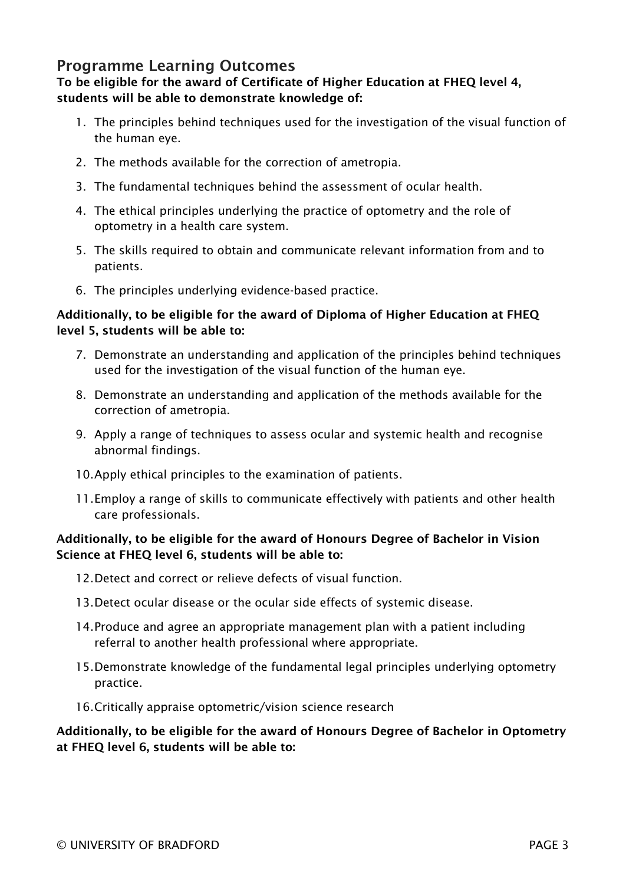## Programme Learning Outcomes

**To be eligible for the award of Certificate of Higher Education at FHEQ level 4, students will be able to demonstrate knowledge of:**

1. The principles behind techniques used for the investigation of the visual function of the human eye.
2. The methods available for the correction of ametropia.
3. The fundamental techniques behind the assessment of ocular health.
4. The ethical principles underlying the practice of optometry and the role of optometry in a health care system.
5. The skills required to obtain and communicate relevant information from and to patients.
6. The principles underlying evidence-based practice.

**Additionally, to be eligible for the award of Diploma of Higher Education at FHEQ level 5, students will be able to:**

7. Demonstrate an understanding and application of the principles behind techniques used for the investigation of the visual function of the human eye.
8. Demonstrate an understanding and application of the methods available for the correction of ametropia.
9. Apply a range of techniques to assess ocular and systemic health and recognise abnormal findings.
10. Apply ethical principles to the examination of patients.
11. Employ a range of skills to communicate effectively with patients and other health care professionals.

**Additionally, to be eligible for the award of Honours Degree of Bachelor in Vision Science at FHEQ level 6, students will be able to:**

12. Detect and correct or relieve defects of visual function.
13. Detect ocular disease or the ocular side effects of systemic disease.
14. Produce and agree an appropriate management plan with a patient including referral to another health professional where appropriate.
15. Demonstrate knowledge of the fundamental legal principles underlying optometry practice.
16. Critically appraise optometric/vision science research

**Additionally, to be eligible for the award of Honours Degree of Bachelor in Optometry at FHEQ level 6, students will be able to:**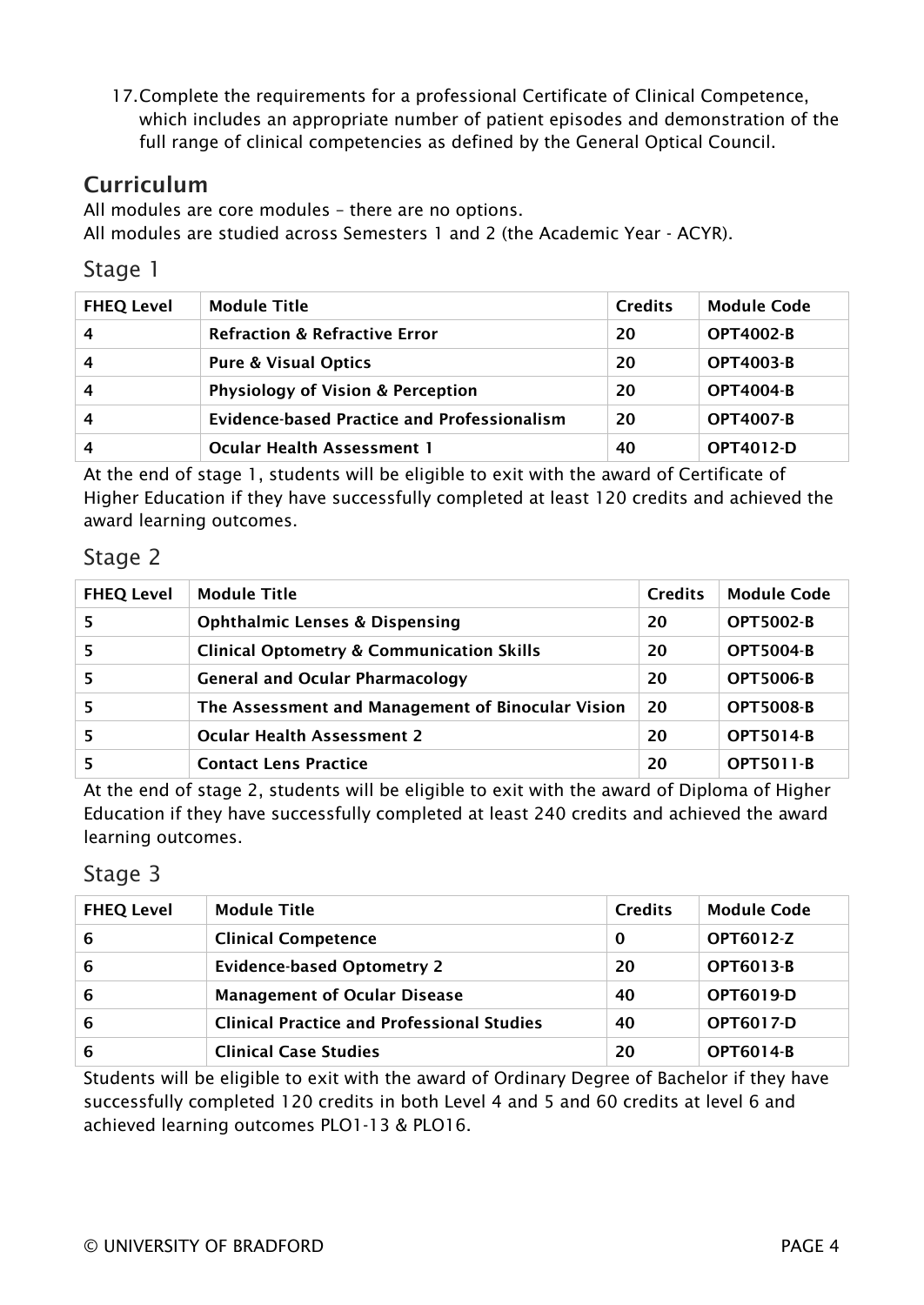17. Complete the requirements for a professional Certificate of Clinical Competence, which includes an appropriate number of patient episodes and demonstration of the full range of clinical competencies as defined by the General Optical Council.

## Curriculum

All modules are core modules – there are no options.
All modules are studied across Semesters 1 and 2 (the Academic Year - ACYR).

### Stage 1

| FHEQ Level | Module Title | Credits | Module Code |
| --- | --- | --- | --- |
| 4 | **Refraction & Refractive Error** | **20** | **OPT4002-B** |
| 4 | **Pure & Visual Optics** | **20** | **OPT4003-B** |
| 4 | **Physiology of Vision & Perception** | **20** | **OPT4004-B** |
| 4 | **Evidence-based Practice and Professionalism** | **20** | **OPT4007-B** |
| 4 | **Ocular Health Assessment 1** | **40** | **OPT4012-D** |

At the end of stage 1, students will be eligible to exit with the award of Certificate of Higher Education if they have successfully completed at least 120 credits and achieved the award learning outcomes.

### Stage 2

| FHEQ Level | Module Title | Credits | Module Code |
| --- | --- | --- | --- |
| 5 | **Ophthalmic Lenses & Dispensing** | **20** | **OPT5002-B** |
| 5 | **Clinical Optometry & Communication Skills** | **20** | **OPT5004-B** |
| 5 | **General and Ocular Pharmacology** | **20** | **OPT5006-B** |
| 5 | **The Assessment and Management of Binocular Vision** | **20** | **OPT5008-B** |
| 5 | **Ocular Health Assessment 2** | **20** | **OPT5014-B** |
| 5 | **Contact Lens Practice** | **20** | **OPT5011-B** |

At the end of stage 2, students will be eligible to exit with the award of Diploma of Higher Education if they have successfully completed at least 240 credits and achieved the award learning outcomes.

### Stage 3

| FHEQ Level | Module Title | Credits | Module Code |
| --- | --- | --- | --- |
| 6 | **Clinical Competence** | **0** | **OPT6012-Z** |
| 6 | **Evidence-based Optometry 2** | **20** | **OPT6013-B** |
| 6 | **Management of Ocular Disease** | **40** | **OPT6019-D** |
| 6 | **Clinical Practice and Professional Studies** | **40** | **OPT6017-D** |
| 6 | **Clinical Case Studies** | **20** | **OPT6014-B** |

Students will be eligible to exit with the award of Ordinary Degree of Bachelor if they have successfully completed 120 credits in both Level 4 and 5 and 60 credits at level 6 and achieved learning outcomes PLO1-13 & PLO16.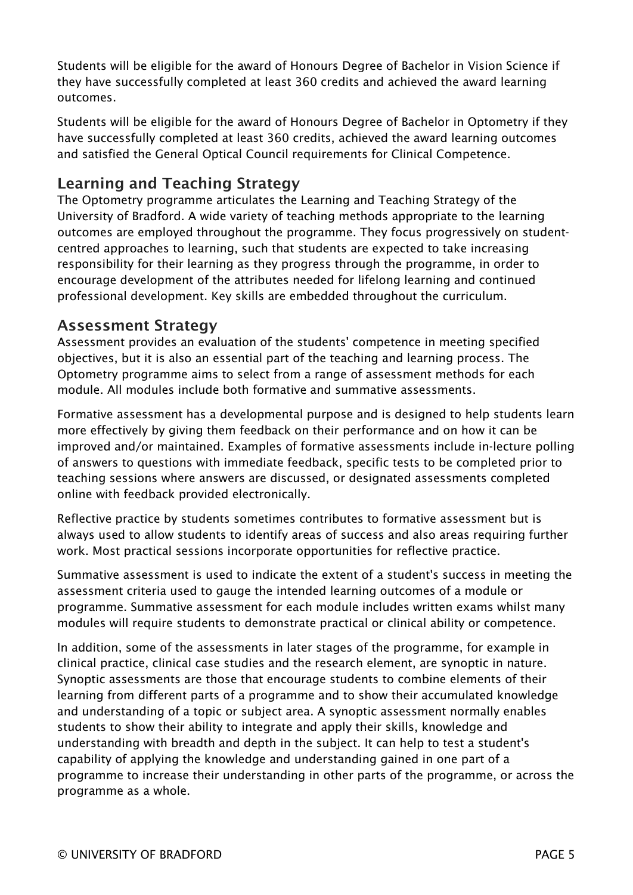Students will be eligible for the award of Honours Degree of Bachelor in Vision Science if they have successfully completed at least 360 credits and achieved the award learning outcomes.

Students will be eligible for the award of Honours Degree of Bachelor in Optometry if they have successfully completed at least 360 credits, achieved the award learning outcomes and satisfied the General Optical Council requirements for Clinical Competence.

## Learning and Teaching Strategy

The Optometry programme articulates the Learning and Teaching Strategy of the University of Bradford. A wide variety of teaching methods appropriate to the learning outcomes are employed throughout the programme. They focus progressively on student-centred approaches to learning, such that students are expected to take increasing responsibility for their learning as they progress through the programme, in order to encourage development of the attributes needed for lifelong learning and continued professional development. Key skills are embedded throughout the curriculum.

## Assessment Strategy

Assessment provides an evaluation of the students' competence in meeting specified objectives, but it is also an essential part of the teaching and learning process. The Optometry programme aims to select from a range of assessment methods for each module. All modules include both formative and summative assessments.

Formative assessment has a developmental purpose and is designed to help students learn more effectively by giving them feedback on their performance and on how it can be improved and/or maintained. Examples of formative assessments include in-lecture polling of answers to questions with immediate feedback, specific tests to be completed prior to teaching sessions where answers are discussed, or designated assessments completed online with feedback provided electronically.

Reflective practice by students sometimes contributes to formative assessment but is always used to allow students to identify areas of success and also areas requiring further work. Most practical sessions incorporate opportunities for reflective practice.

Summative assessment is used to indicate the extent of a student's success in meeting the assessment criteria used to gauge the intended learning outcomes of a module or programme. Summative assessment for each module includes written exams whilst many modules will require students to demonstrate practical or clinical ability or competence.

In addition, some of the assessments in later stages of the programme, for example in clinical practice, clinical case studies and the research element, are synoptic in nature. Synoptic assessments are those that encourage students to combine elements of their learning from different parts of a programme and to show their accumulated knowledge and understanding of a topic or subject area. A synoptic assessment normally enables students to show their ability to integrate and apply their skills, knowledge and understanding with breadth and depth in the subject. It can help to test a student's capability of applying the knowledge and understanding gained in one part of a programme to increase their understanding in other parts of the programme, or across the programme as a whole.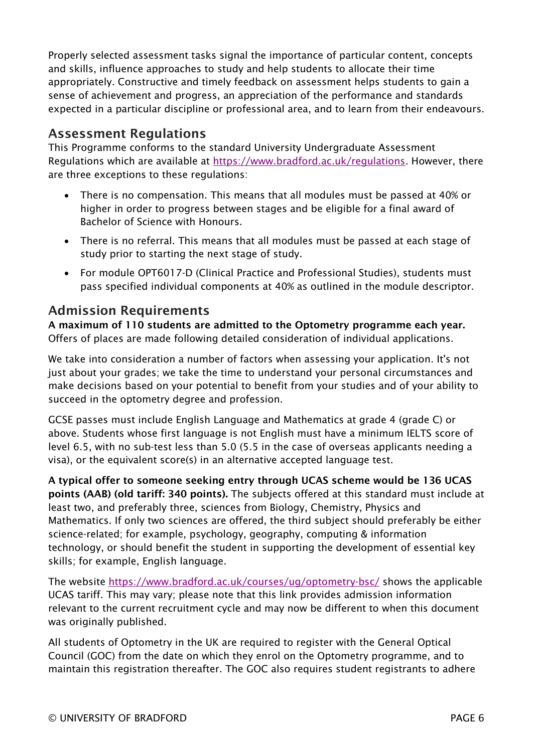Properly selected assessment tasks signal the importance of particular content, concepts and skills, influence approaches to study and help students to allocate their time appropriately. Constructive and timely feedback on assessment helps students to gain a sense of achievement and progress, an appreciation of the performance and standards expected in a particular discipline or professional area, and to learn from their endeavours.

## Assessment Regulations

This Programme conforms to the standard University Undergraduate Assessment Regulations which are available at [https://www.bradford.ac.uk/regulations](https://www.bradford.ac.uk/regulations). However, there are three exceptions to these regulations:

- There is no compensation. This means that all modules must be passed at 40% or higher in order to progress between stages and be eligible for a final award of Bachelor of Science with Honours.
- There is no referral. This means that all modules must be passed at each stage of study prior to starting the next stage of study.
- For module OPT6017-D (Clinical Practice and Professional Studies), students must pass specified individual components at 40% as outlined in the module descriptor.

## Admission Requirements

**A maximum of 110 students are admitted to the Optometry programme each year.** Offers of places are made following detailed consideration of individual applications.

We take into consideration a number of factors when assessing your application. It's not just about your grades; we take the time to understand your personal circumstances and make decisions based on your potential to benefit from your studies and of your ability to succeed in the optometry degree and profession.

GCSE passes must include English Language and Mathematics at grade 4 (grade C) or above. Students whose first language is not English must have a minimum IELTS score of level 6.5, with no sub-test less than 5.0 (5.5 in the case of overseas applicants needing a visa), or the equivalent score(s) in an alternative accepted language test.

**A typical offer to someone seeking entry through UCAS scheme would be 136 UCAS points (AAB) (old tariff: 340 points).** The subjects offered at this standard must include at least two, and preferably three, sciences from Biology, Chemistry, Physics and Mathematics. If only two sciences are offered, the third subject should preferably be either science-related; for example, psychology, geography, computing & information technology, or should benefit the student in supporting the development of essential key skills; for example, English language.

The website [https://www.bradford.ac.uk/courses/ug/optometry-bsc/](https://www.bradford.ac.uk/courses/ug/optometry-bsc/) shows the applicable UCAS tariff. This may vary; please note that this link provides admission information relevant to the current recruitment cycle and may now be different to when this document was originally published.

All students of Optometry in the UK are required to register with the General Optical Council (GOC) from the date on which they enrol on the Optometry programme, and to maintain this registration thereafter. The GOC also requires student registrants to adhere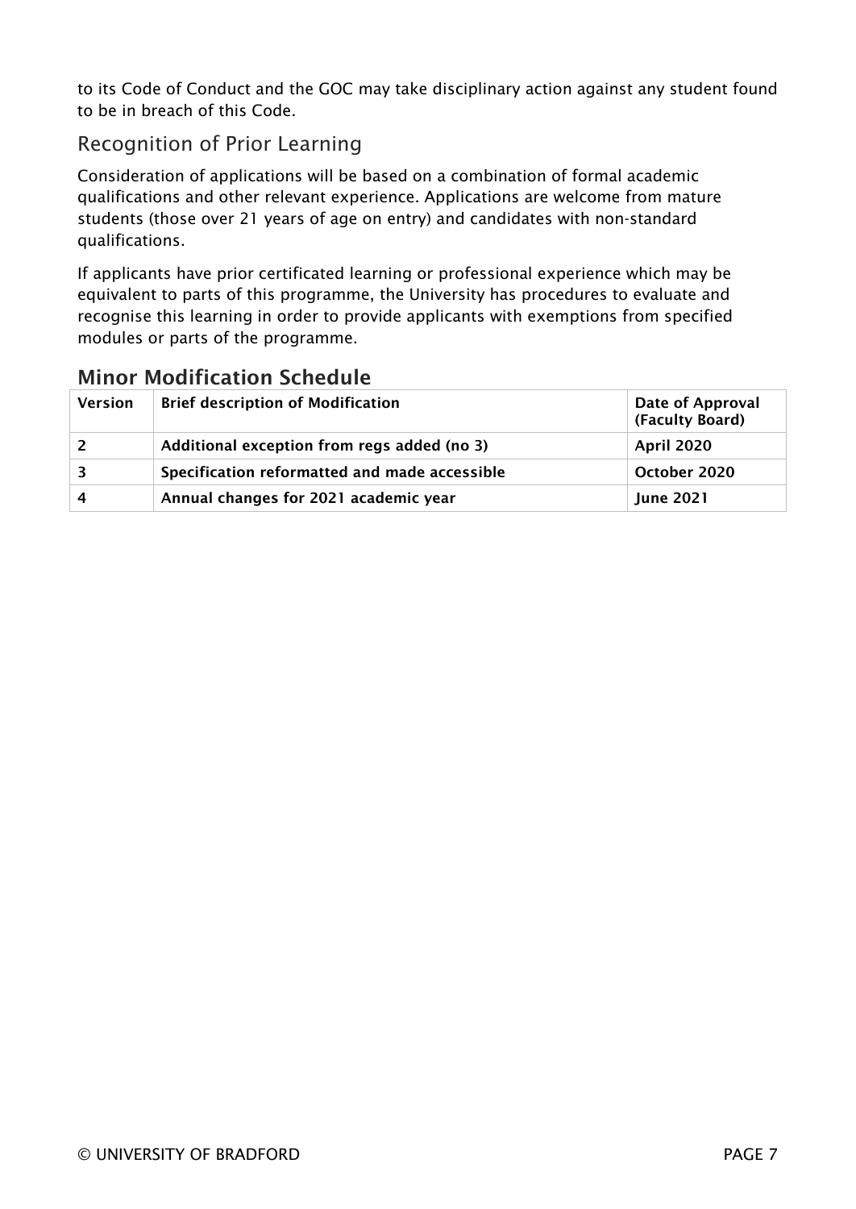to its Code of Conduct and the GOC may take disciplinary action against any student found to be in breach of this Code.

### Recognition of Prior Learning

Consideration of applications will be based on a combination of formal academic qualifications and other relevant experience. Applications are welcome from mature students (those over 21 years of age on entry) and candidates with non-standard qualifications.

If applicants have prior certificated learning or professional experience which may be equivalent to parts of this programme, the University has procedures to evaluate and recognise this learning in order to provide applicants with exemptions from specified modules or parts of the programme.

## Minor Modification Schedule

| Version | Brief description of Modification | Date of Approval (Faculty Board) |
|---|---|---|
| 2 | Additional exception from regs added (no 3) | April 2020 |
| 3 | Specification reformatted and made accessible | October 2020 |
| 4 | Annual changes for 2021 academic year | June 2021 |